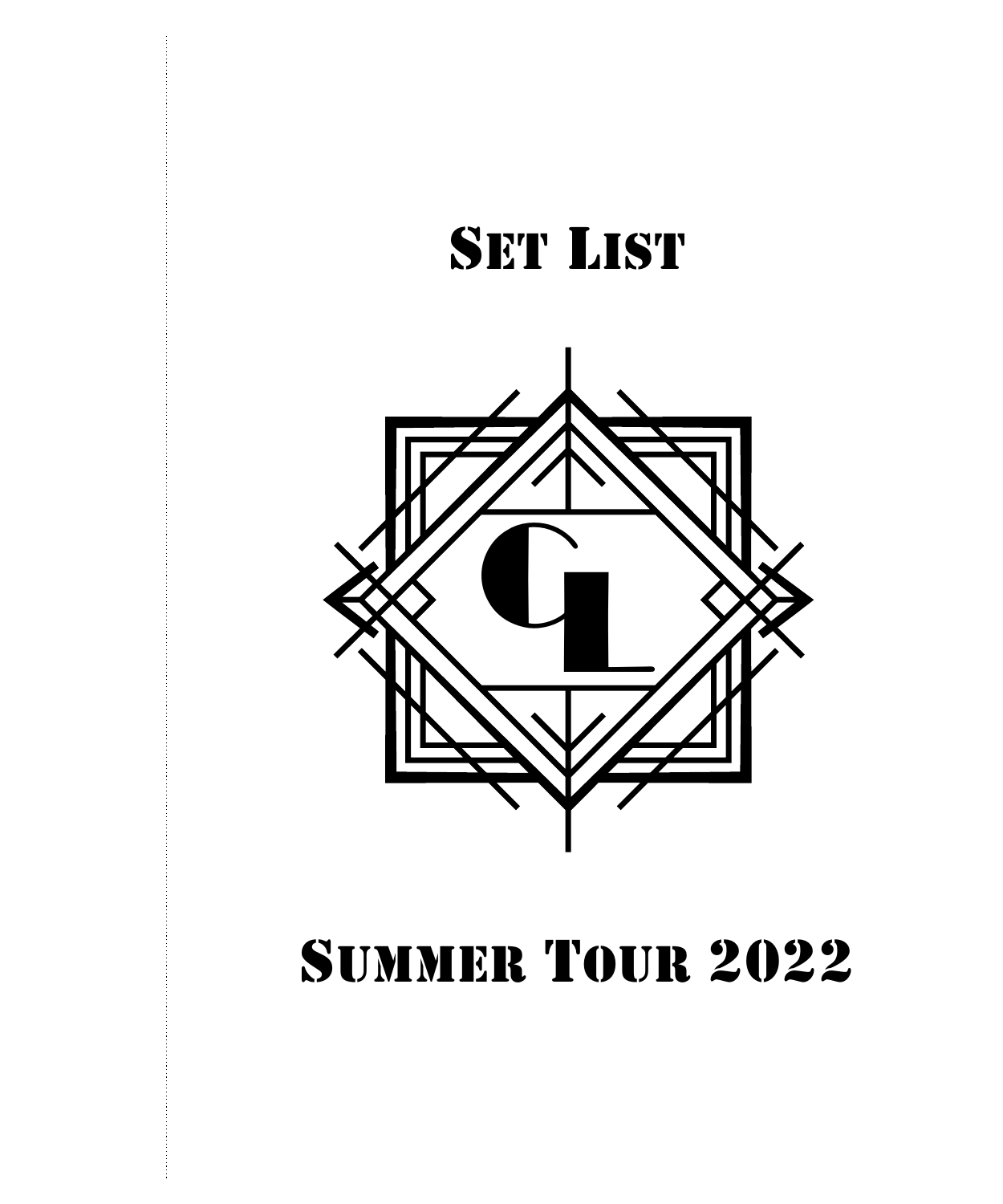# Set List

GL

# Summer Tour 2022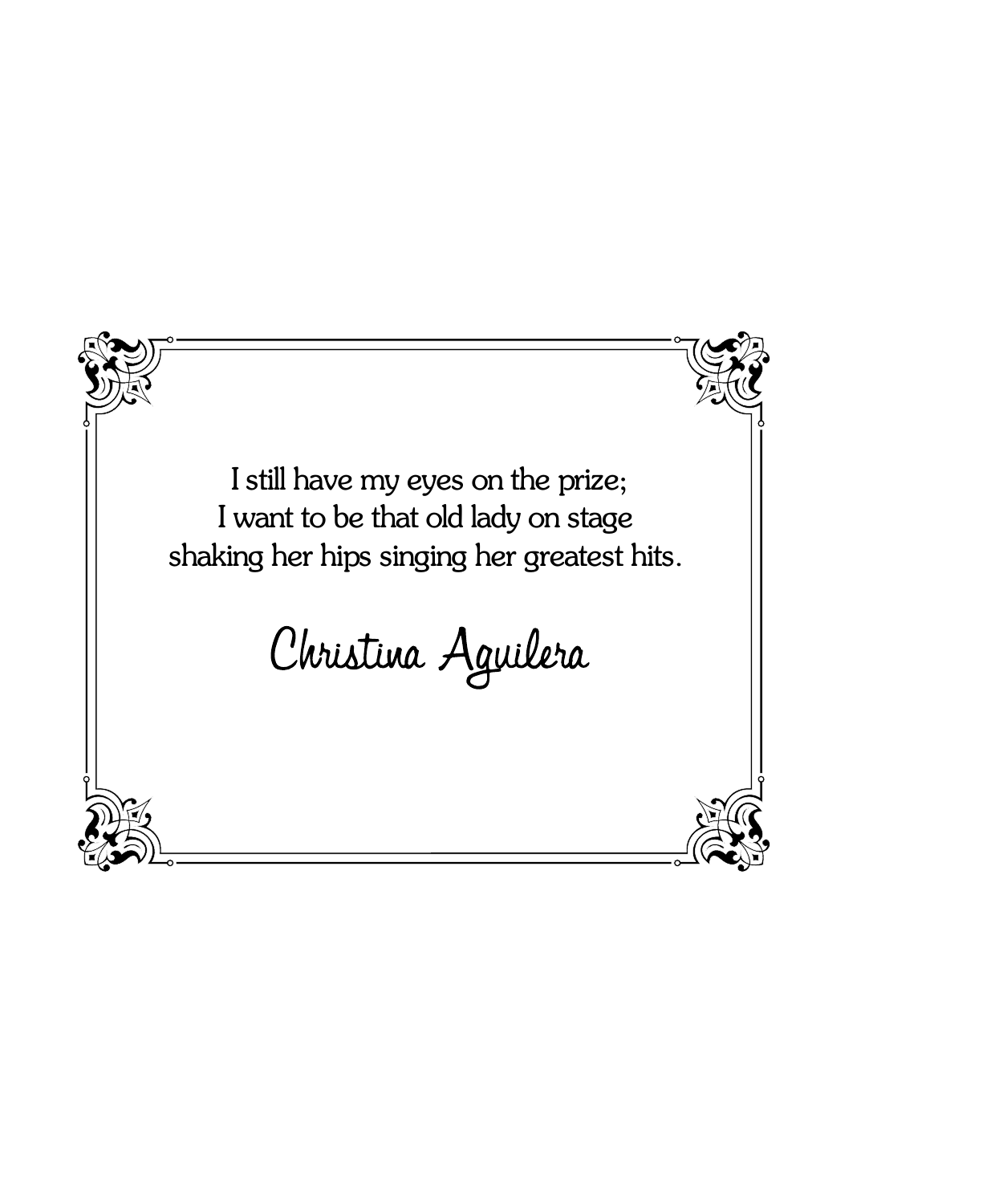I still have my eyes on the prize;
I want to be that old lady on stage
shaking her hips singing her greatest hits.

*Christina Aguilera*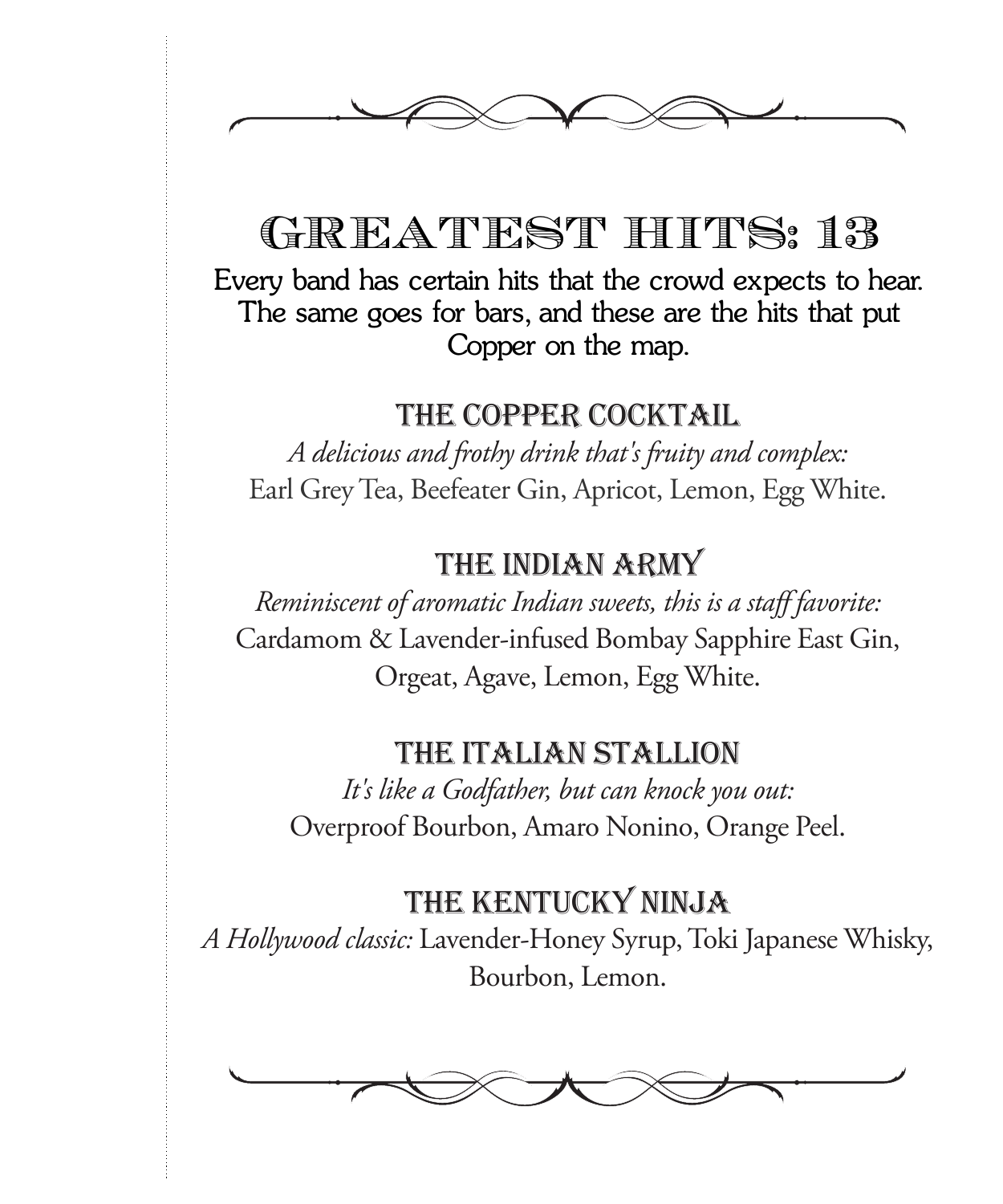# Greatest Hits: 13

Every band has certain hits that the crowd expects to hear. The same goes for bars, and these are the hits that put Copper on the map.

## The Copper Cocktail

*A delicious and frothy drink that's fruity and complex:*
Earl Grey Tea, Beefeater Gin, Apricot, Lemon, Egg White.

## The Indian Army

*Reminiscent of aromatic Indian sweets, this is a staff favorite:*
Cardamom & Lavender-infused Bombay Sapphire East Gin, Orgeat, Agave, Lemon, Egg White.

## The Italian Stallion

*It's like a Godfather, but can knock you out:*
Overproof Bourbon, Amaro Nonino, Orange Peel.

## The Kentucky Ninja

*A Hollywood classic:* Lavender-Honey Syrup, Toki Japanese Whisky, Bourbon, Lemon.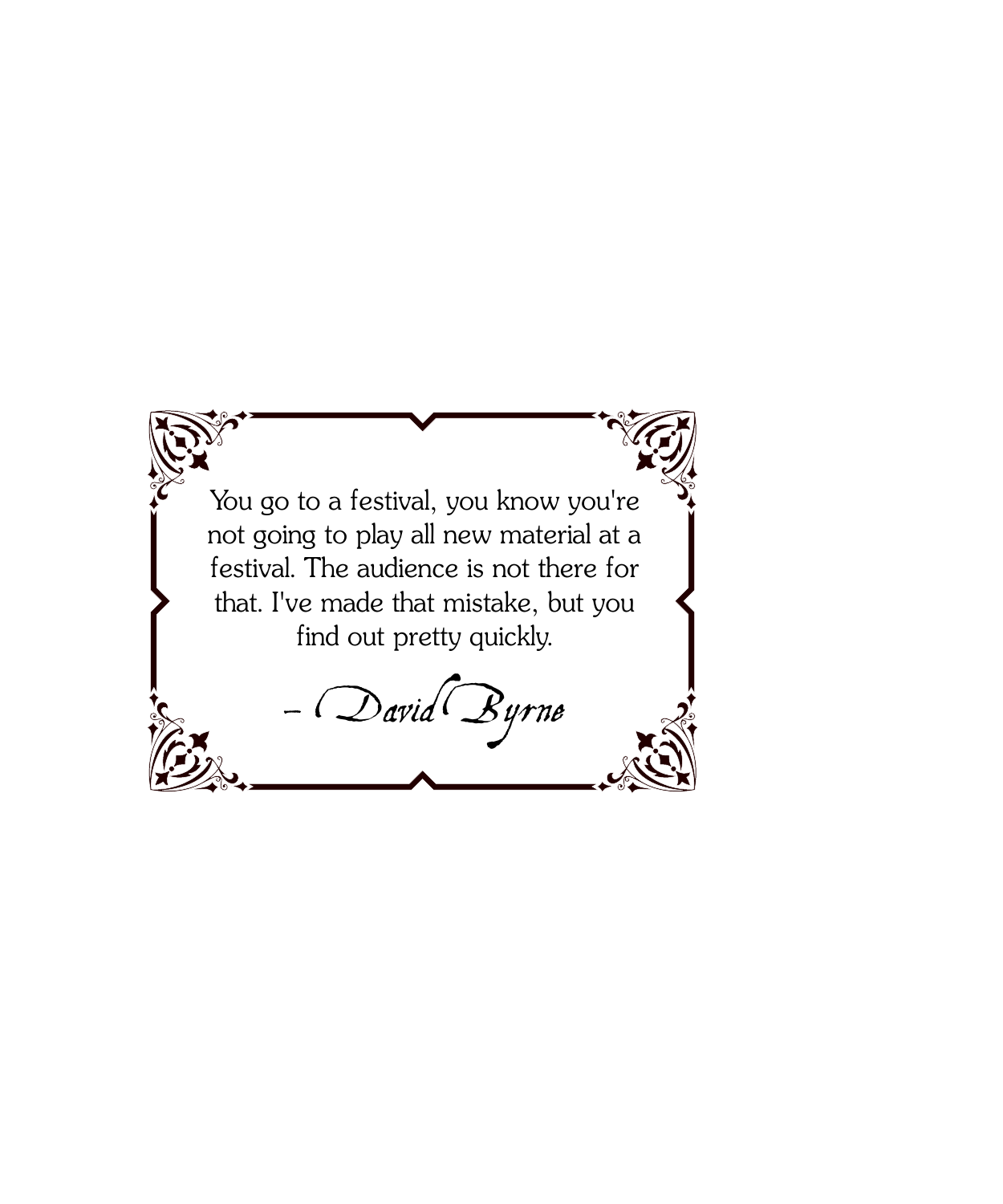You go to a festival, you know you're not going to play all new material at a festival. The audience is not there for that. I've made that mistake, but you find out pretty quickly.

– *David Byrne*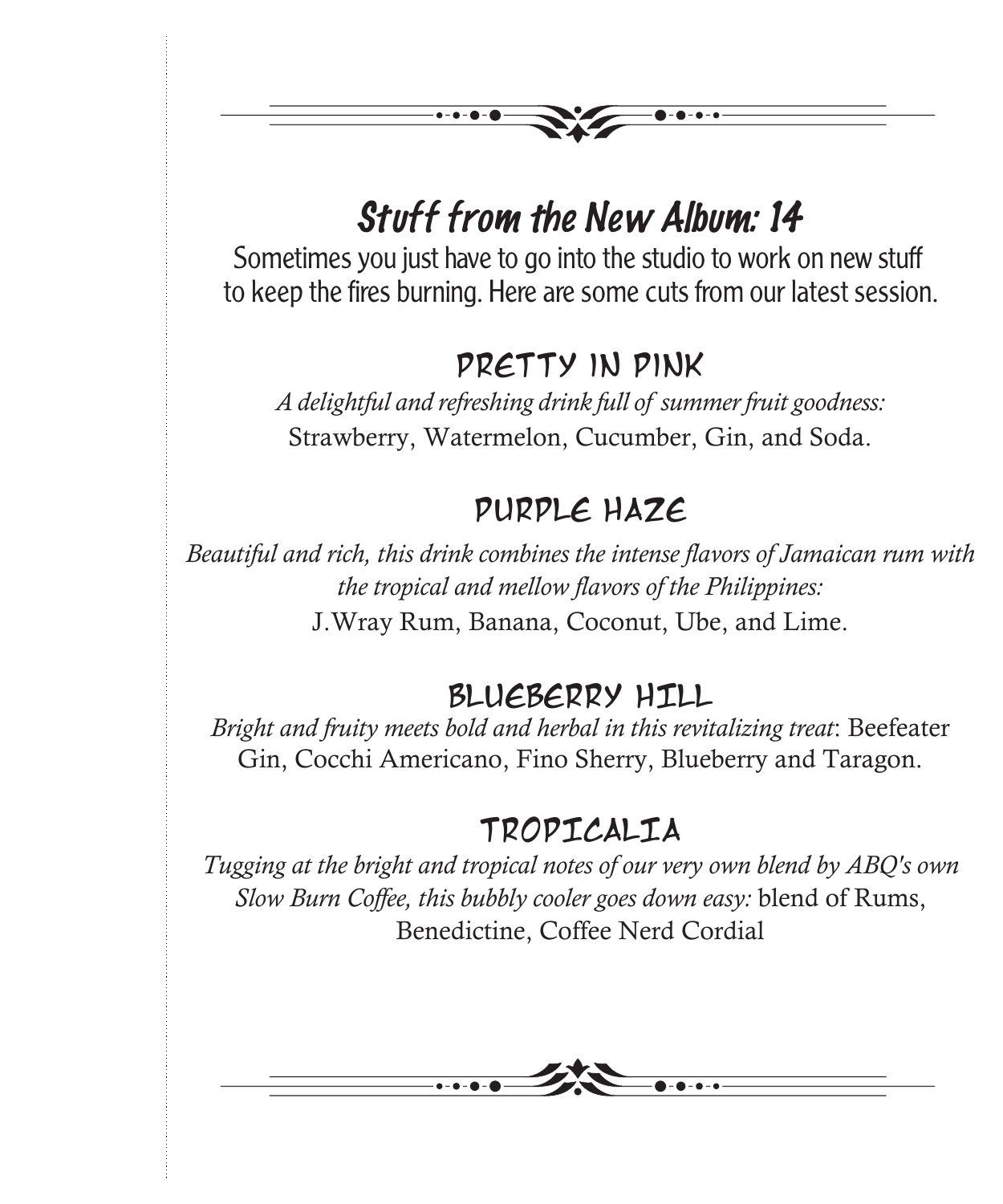# Stuff from the New Album: 14

Sometimes you just have to go into the studio to work on new stuff to keep the fires burning. Here are some cuts from our latest session.

## PRETTY IN PINK

*A delightful and refreshing drink full of summer fruit goodness:*
Strawberry, Watermelon, Cucumber, Gin, and Soda.

## PURPLE HAZE

*Beautiful and rich, this drink combines the intense flavors of Jamaican rum with the tropical and mellow flavors of the Philippines:*
J.Wray Rum, Banana, Coconut, Ube, and Lime.

## BLUEBERRY HILL

*Bright and fruity meets bold and herbal in this revitalizing treat*: Beefeater Gin, Cocchi Americano, Fino Sherry, Blueberry and Taragon.

## TROPICALIA

*Tugging at the bright and tropical notes of our very own blend by ABQ's own Slow Burn Coffee, this bubbly cooler goes down easy:* blend of Rums, Benedictine, Coffee Nerd Cordial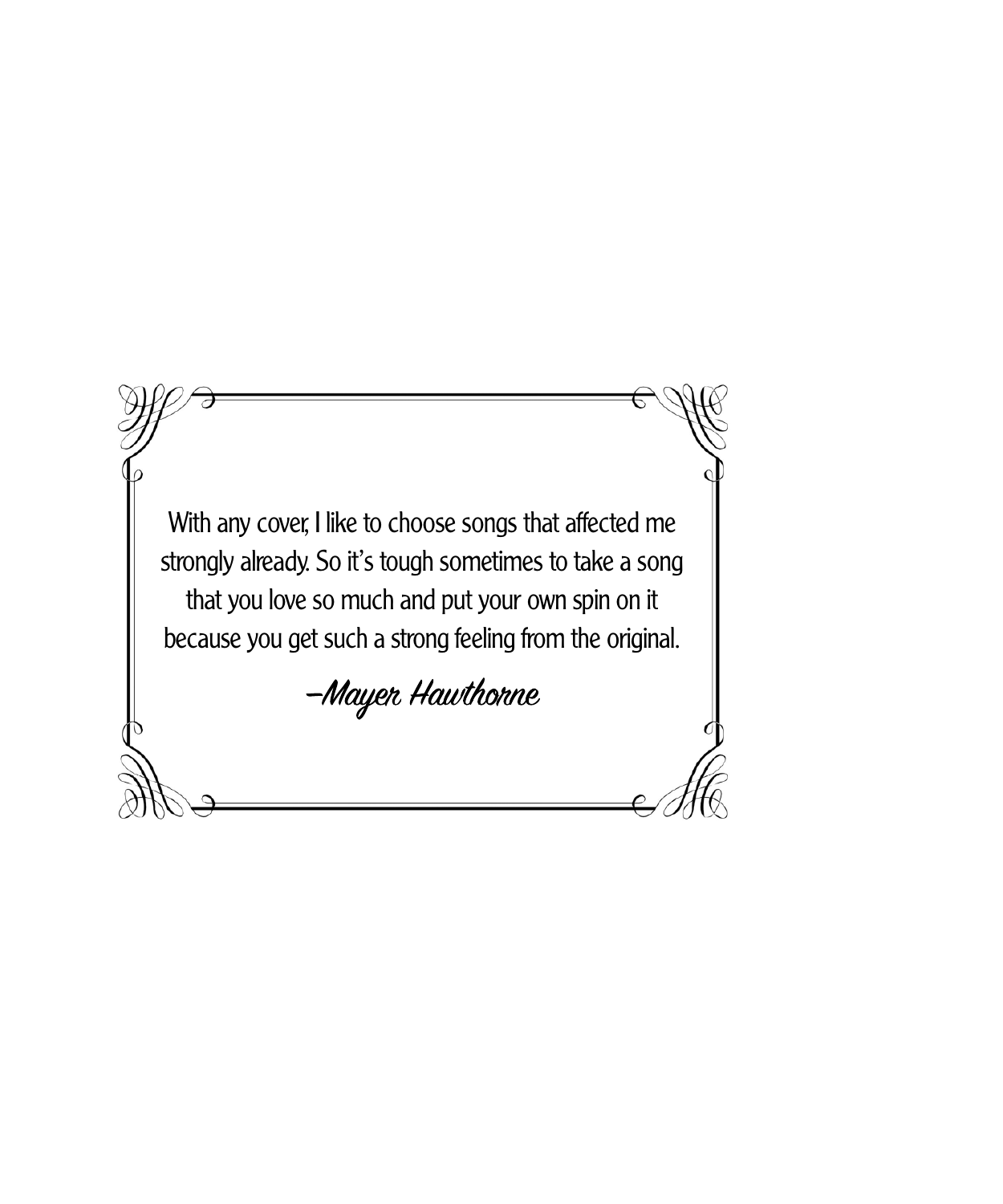With any cover, I like to choose songs that affected me strongly already. So it's tough sometimes to take a song that you love so much and put your own spin on it because you get such a strong feeling from the original.

*—Mayer Hawthorne*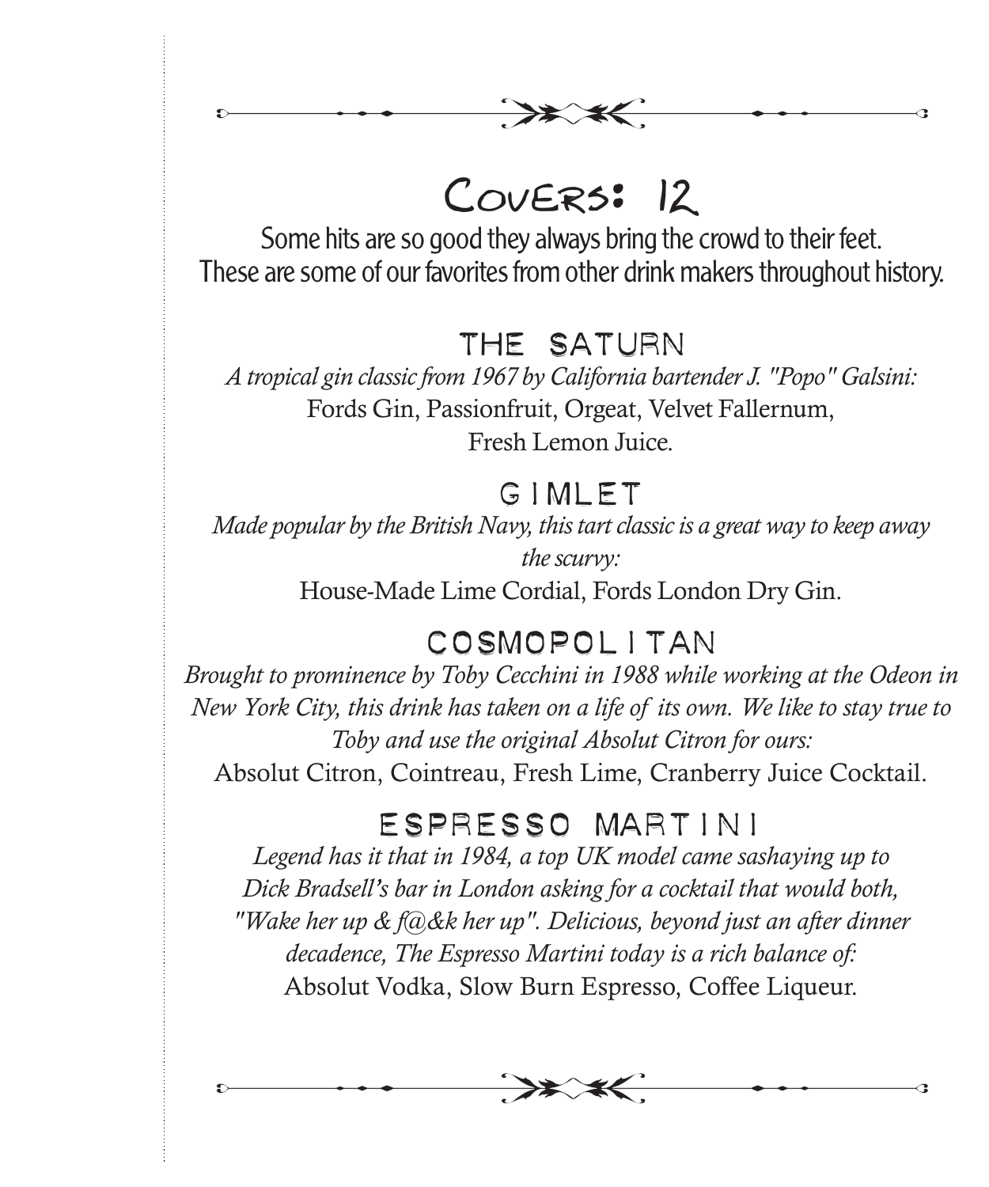# Covers: 12

Some hits are so good they always bring the crowd to their feet.
These are some of our favorites from other drink makers throughout history.

## THE SATURN

*A tropical gin classic from 1967 by California bartender J. "Popo" Galsini:*
Fords Gin, Passionfruit, Orgeat, Velvet Fallernum,
Fresh Lemon Juice.

## GIMLET

*Made popular by the British Navy, this tart classic is a great way to keep away the scurvy:*
House-Made Lime Cordial, Fords London Dry Gin.

## COSMOPOLITAN

*Brought to prominence by Toby Cecchini in 1988 while working at the Odeon in New York City, this drink has taken on a life of its own. We like to stay true to Toby and use the original Absolut Citron for ours:*
Absolut Citron, Cointreau, Fresh Lime, Cranberry Juice Cocktail.

## ESPRESSO MARTINI

*Legend has it that in 1984, a top UK model came sashaying up to Dick Bradsell's bar in London asking for a cocktail that would both, "Wake her up & f@&k her up". Delicious, beyond just an after dinner decadence, The Espresso Martini today is a rich balance of:*
Absolut Vodka, Slow Burn Espresso, Coffee Liqueur.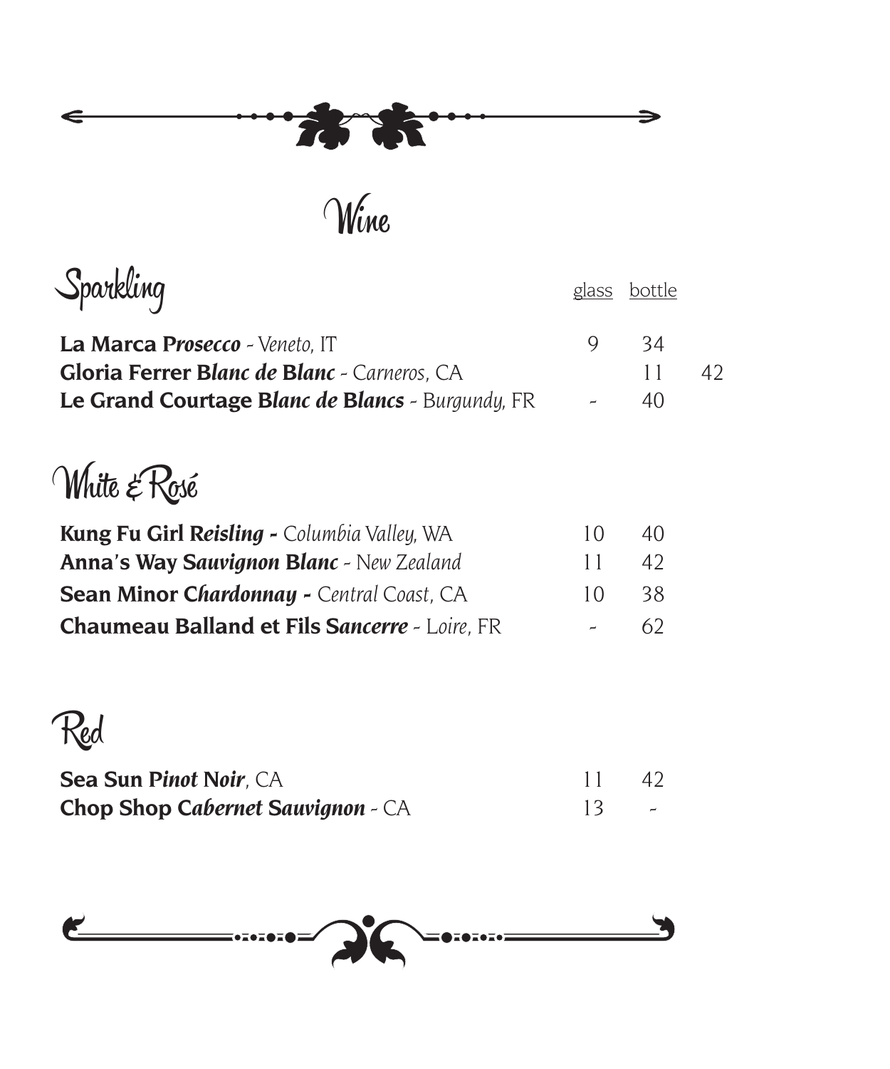# Wine

## Sparkling

| | glass | bottle | |
|---|---|---|---|
| **La Marca Prosecco** - *Veneto*, IT | 9 | 34 | |
| **Gloria Ferrer Blanc de Blanc** - *Carneros*, CA | | 11 | 42 |
| **Le Grand Courtage Blanc de Blancs** - *Burgundy*, FR | - | 40 | |

## White & Rosé

| | glass | bottle |
|---|---|---|
| **Kung Fu Girl Reisling** - *Columbia Valley*, WA | 10 | 40 |
| **Anna's Way Sauvignon Blanc** - *New Zealand* | 11 | 42 |
| **Sean Minor Chardonnay** - *Central Coast*, CA | 10 | 38 |
| **Chaumeau Balland et Fils Sancerre** - *Loire*, FR | - | 62 |

## Red

| | glass | bottle |
|---|---|---|
| **Sea Sun Pinot Noir**, CA | 11 | 42 |
| **Chop Shop Cabernet Sauvignon** - CA | 13 | - |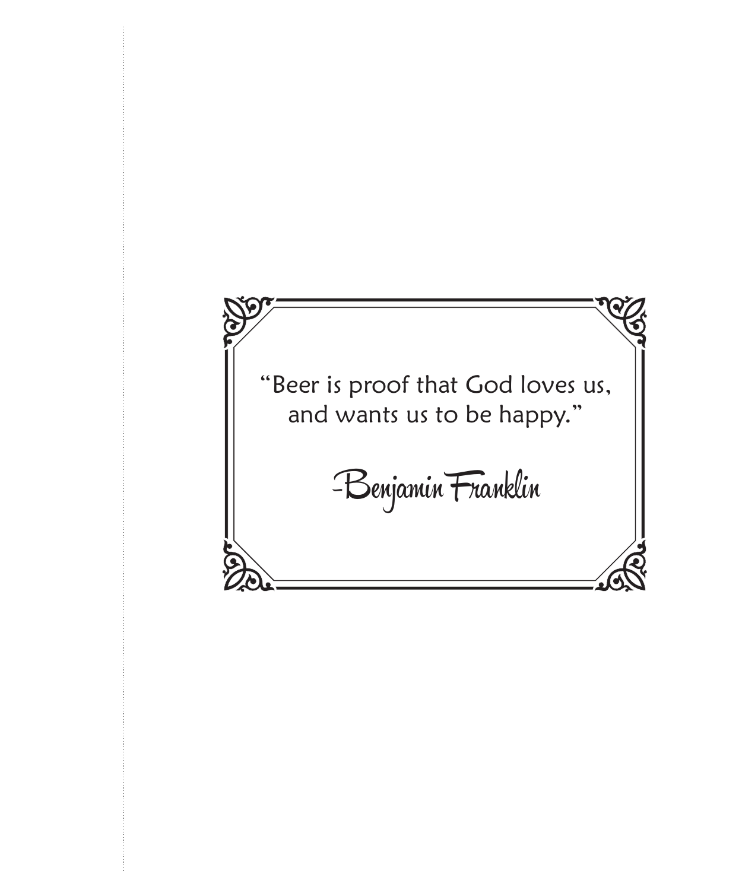"Beer is proof that God loves us,
and wants us to be happy."

-Benjamin Franklin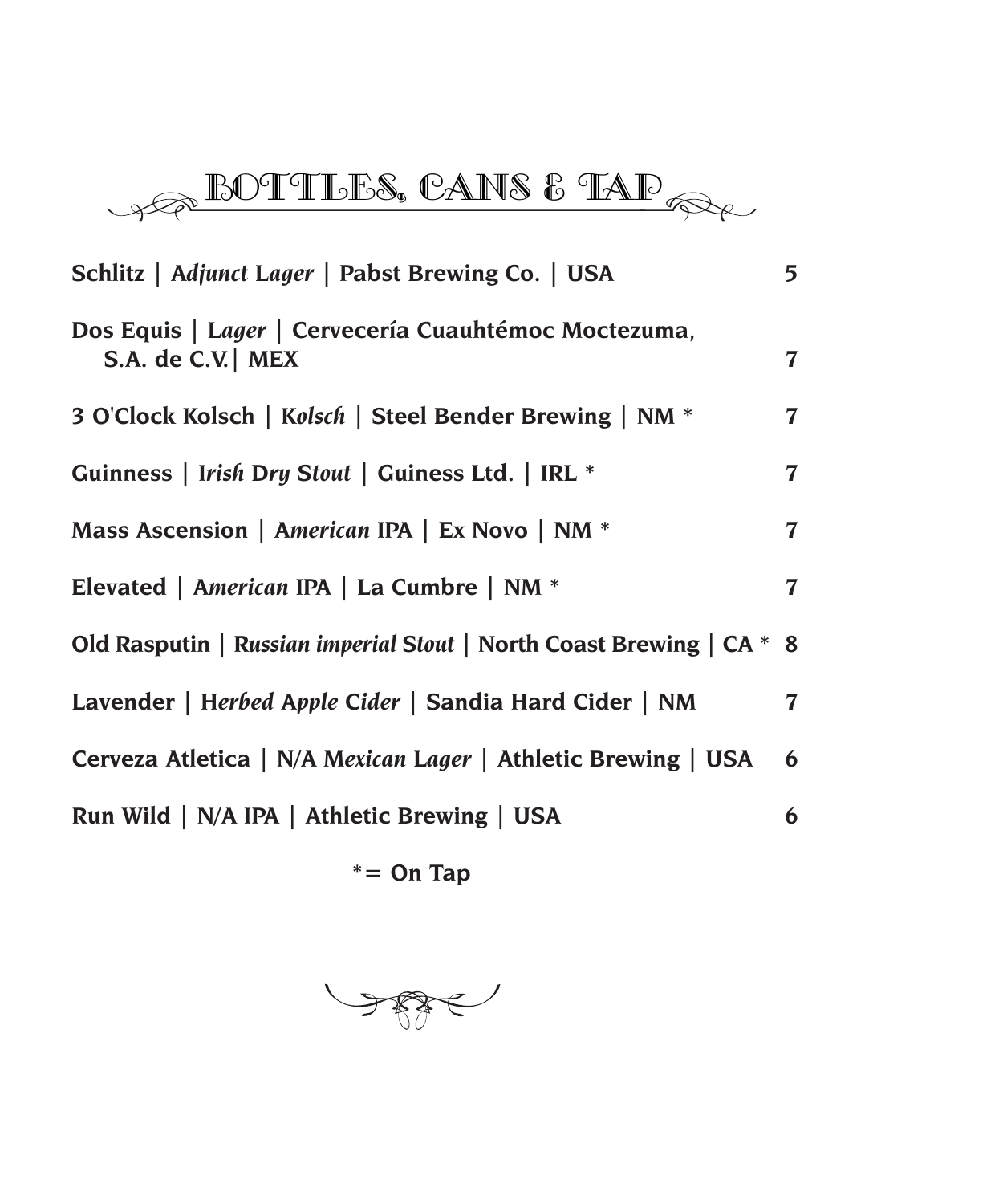# BOTTLES, CANS & TAP

**Schlitz | *Adjunct Lager* | Pabst Brewing Co. | USA** **5**

**Dos Equis | *Lager* | Cervecería Cuauhtémoc Moctezuma, S.A. de C.V.| MEX** **7**

**3 O'Clock Kolsch | *Kolsch* | Steel Bender Brewing | NM *** **7**

**Guinness | *Irish Dry Stout* | Guiness Ltd. | IRL *** **7**

**Mass Ascension | *American* IPA | Ex Novo | NM *** **7**

**Elevated | *American* IPA | La Cumbre | NM *** **7**

**Old Rasputin | *Russian imperial Stout* | North Coast Brewing | CA *** **8**

**Lavender | *Herbed Apple Cider* | Sandia Hard Cider | NM** **7**

**Cerveza Atletica | N/A *Mexican Lager* | Athletic Brewing | USA** **6**

**Run Wild | N/A IPA | Athletic Brewing | USA** **6**

**\*= On Tap**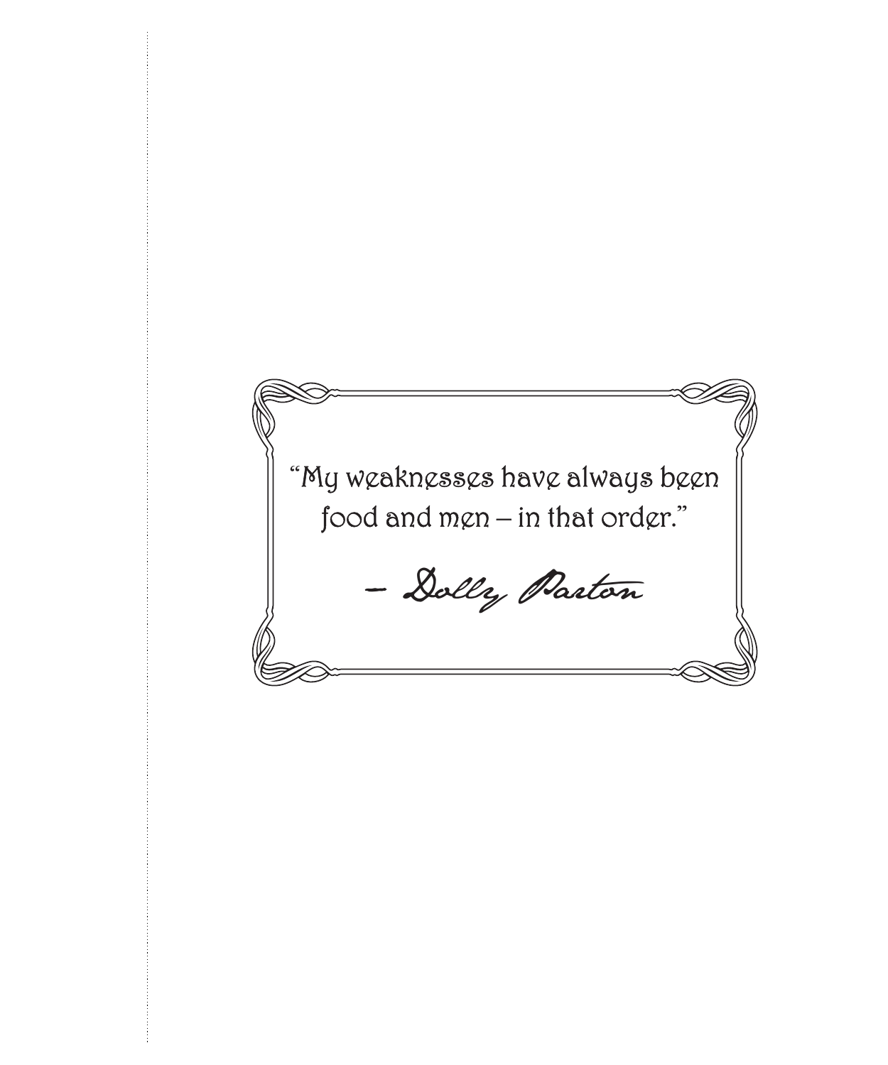"My weaknesses have always been food and men – in that order."

*– Dolly Parton*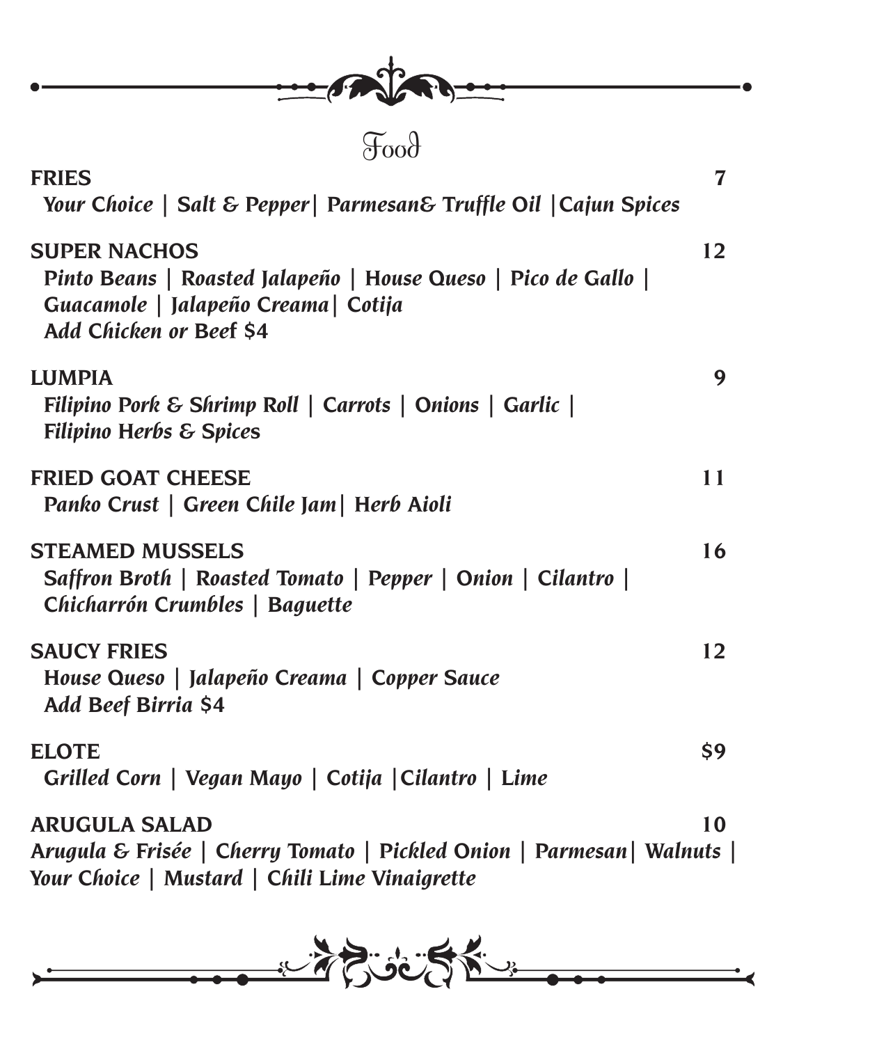# Food

**FRIES** 7

*Your Choice | Salt & Pepper| Parmesan& Truffle Oil |Cajun Spices*

**SUPER NACHOS** 12

*Pinto Beans | Roasted Jalapeño | House Queso | Pico de Gallo |*
*Guacamole | Jalapeño Creama| Cotija*
*Add Chicken or Beef $4*

**LUMPIA** 9

*Filipino Pork & Shrimp Roll | Carrots | Onions | Garlic |*
*Filipino Herbs & Spices*

**FRIED GOAT CHEESE** 11

*Panko Crust | Green Chile Jam| Herb Aioli*

**STEAMED MUSSELS** 16

*Saffron Broth | Roasted Tomato | Pepper | Onion | Cilantro |*
*Chicharrón Crumbles | Baguette*

**SAUCY FRIES** 12

*House Queso | Jalapeño Creama | Copper Sauce*
*Add Beef Birria $4*

**ELOTE** $9

*Grilled Corn | Vegan Mayo | Cotija |Cilantro | Lime*

**ARUGULA SALAD** 10

*Arugula & Frisée | Cherry Tomato | Pickled Onion | Parmesan| Walnuts |*
*Your Choice | Mustard | Chili Lime Vinaigrette*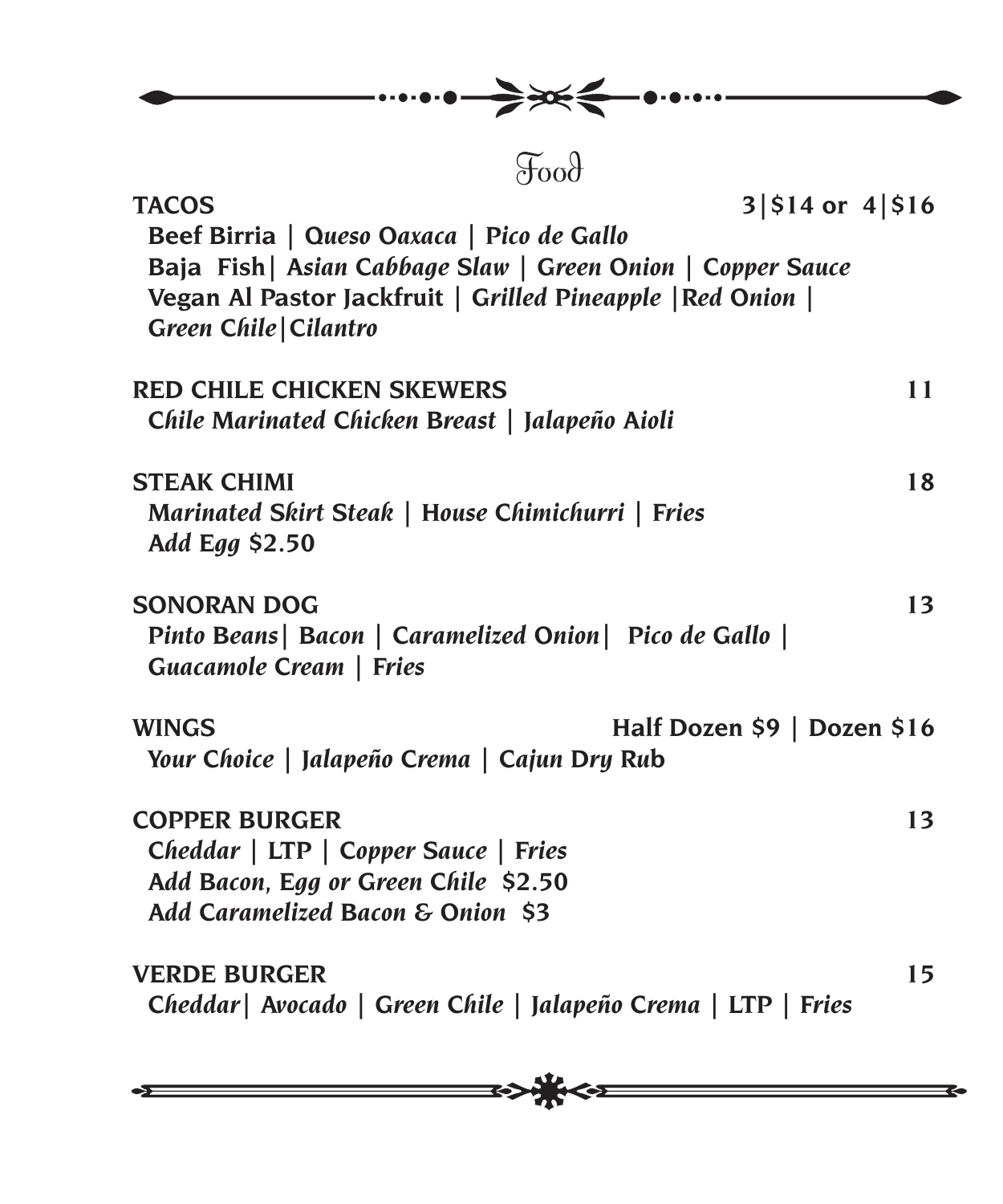# Food

**TACOS** **3|$14 or 4|$16**

**Beef Birria** | ***Queso Oaxaca*** | ***Pico de Gallo***
**Baja Fish**| ***Asian Cabbage Slaw*** | ***Green Onion*** | ***Copper Sauce***
**Vegan Al Pastor Jackfruit** | ***Grilled Pineapple*** |***Red Onion*** |
***Green Chile***|***Cilantro***

**RED CHILE CHICKEN SKEWERS** **11**

***Chile Marinated Chicken Breast*** | ***Jalapeño Aioli***

**STEAK CHIMI** **18**

***Marinated Skirt Steak*** | ***House Chimichurri*** | ***Fries***
***Add Egg $2.50***

**SONORAN DOG** **13**

***Pinto Beans***| ***Bacon*** | ***Caramelized Onion***| ***Pico de Gallo*** |
***Guacamole Cream*** | ***Fries***

**WINGS** **Half Dozen $9 | Dozen $16**

***Your Choice*** | ***Jalapeño Crema*** | ***Cajun Dry Rub***

**COPPER BURGER** **13**

***Cheddar*** | ***LTP*** | ***Copper Sauce*** | ***Fries***
***Add Bacon, Egg or Green Chile $2.50***
***Add Caramelized Bacon & Onion $3***

**VERDE BURGER** **15**

***Cheddar***| ***Avocado*** | ***Green Chile*** | ***Jalapeño Crema*** | ***LTP*** | ***Fries***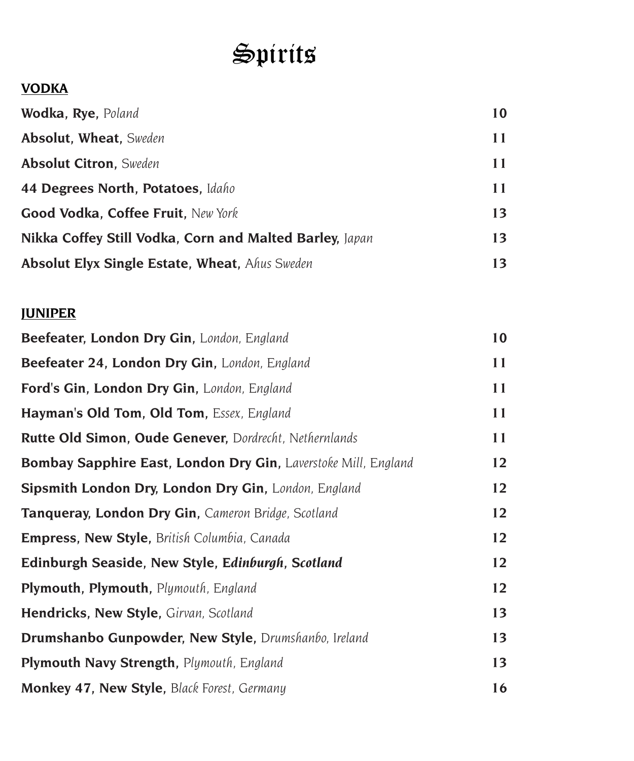# Spirits

## VODKA

**Wodka, Rye,** *Poland* **10**

**Absolut, Wheat,** *Sweden* **11**

**Absolut Citron,** *Sweden* **11**

**44 Degrees North, Potatoes,** *Idaho* **11**

**Good Vodka, Coffee Fruit,** *New York* **13**

**Nikka Coffey Still Vodka, Corn and Malted Barley,** *Japan* **13**

**Absolut Elyx Single Estate, Wheat,** *Ahus Sweden* **13**

## JUNIPER

**Beefeater, London Dry Gin,** *London, England* **10**

**Beefeater 24, London Dry Gin,** *London, England* **11**

**Ford's Gin, London Dry Gin,** *London, England* **11**

**Hayman's Old Tom, Old Tom,** *Essex, England* **11**

**Rutte Old Simon, Oude Genever,** *Dordrecht, Nethernlands* **11**

**Bombay Sapphire East, London Dry Gin,** *Laverstoke Mill, England* **12**

**Sipsmith London Dry, London Dry Gin,** *London, England* **12**

**Tanqueray, London Dry Gin,** *Cameron Bridge, Scotland* **12**

**Empress, New Style,** *British Columbia, Canada* **12**

**Edinburgh Seaside, New Style, *Edinburgh, Scotland*** **12**

**Plymouth, Plymouth,** *Plymouth, England* **12**

**Hendricks, New Style,** *Girvan, Scotland* **13**

**Drumshanbo Gunpowder, New Style,** *Drumshanbo, Ireland* **13**

**Plymouth Navy Strength,** *Plymouth, England* **13**

**Monkey 47, New Style,** *Black Forest, Germany* **16**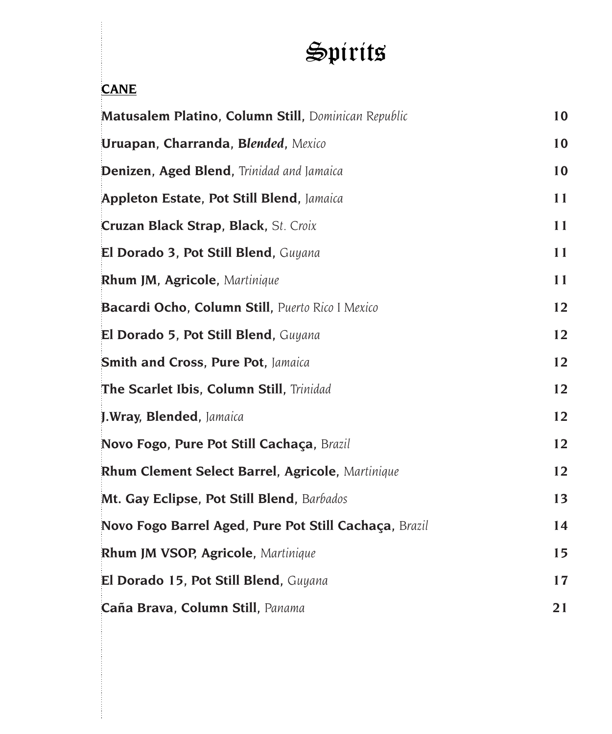# Spirits

**CANE**

| Item | Price |
| --- | --- |
| **Matusalem Platino, Column Still,** *Dominican Republic* | 10 |
| **Uruapan, Charranda, B*lended*,** *Mexico* | 10 |
| **Denizen, Aged Blend,** *Trinidad and Jamaica* | 10 |
| **Appleton Estate, Pot Still Blend,** *Jamaica* | 11 |
| **Cruzan Black Strap, Black,** *St. Croix* | 11 |
| **El Dorado 3, Pot Still Blend,** *Guyana* | 11 |
| **Rhum JM, Agricole,** *Martinique* | 11 |
| **Bacardi Ocho, Column Still,** *Puerto Rico I Mexico* | 12 |
| **El Dorado 5, Pot Still Blend,** *Guyana* | 12 |
| **Smith and Cross, Pure Pot,** *Jamaica* | 12 |
| **The Scarlet Ibis, Column Still,** *Trinidad* | 12 |
| **J.Wray, Blended,** *Jamaica* | 12 |
| **Novo Fogo, Pure Pot Still Cachaça,** *Brazil* | 12 |
| **Rhum Clement Select Barrel, Agricole,** *Martinique* | 12 |
| **Mt. Gay Eclipse, Pot Still Blend,** *Barbados* | 13 |
| **Novo Fogo Barrel Aged, Pure Pot Still Cachaça,** *Brazil* | 14 |
| **Rhum JM VSOP, Agricole,** *Martinique* | 15 |
| **El Dorado 15, Pot Still Blend,** *Guyana* | 17 |
| **Caña Brava, Column Still,** *Panama* | 21 |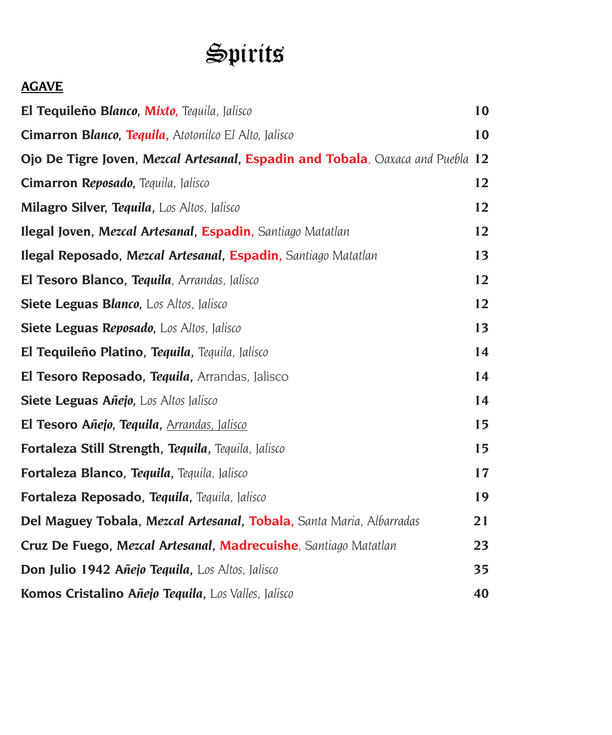# Spirits

## AGAVE

**El Tequileño B*lanco***, ***Mixto,*** *Tequila, Jalisco* **10**

**Cimarron B*lanco***, ***Tequila,*** *Atotonilco El Alto, Jalisco* **10**

**Ojo De Tigre Joven, M*ezcal* A*rtesanal***, **Espadin and Tobala**, *Oaxaca and Puebla* **12**

**Cimarron R*eposado***, *Tequila, Jalisco* **12**

**Milagro Silver, *Tequila***, *Los Altos, Jalisco* **12**

**Ilegal Joven, M*ezcal Artesanal***, **Espadin,** *Santiago Matatlan* **12**

**Ilegal Reposado, M*ezcal Artesanal***, **Espadin,** *Santiago Matatlan* **13**

**El Tesoro Blanco, T*equila***, *Arrandas, Jalisco* **12**

**Siete Leguas B*lanco***, *Los Altos, Jalisco* **12**

**Siete Leguas R*eposado***, *Los Altos, Jalisco* **13**

**El Tequileño Platino, *Tequila***, *Tequila, Jalisco* **14**

**El Tesoro Reposado, *Tequila***, Arrandas, Jalisco **14**

**Siete Leguas A*ñejo***, *Los Altos Jalisco* **14**

**El Tesoro *Añejo*, *Tequila***, *Arrandas, Jalisco* **15**

**Fortaleza Still Strength, *Tequila***, *Tequila, Jalisco* **15**

**Fortaleza Blanco, T*equila***, *Tequila, Jalisco* **17**

**Fortaleza Reposado, *Tequila***, *Tequila, Jalisco* **19**

**Del Maguey Tobala, M*ezcal Artesanal***, **Tobala,** *Santa Maria, Albarradas* **21**

**Cruz De Fuego, M*ezcal Artesanal***, **Madrecuishe**, *Santiago Matatlan* **23**

**Don Julio 1942 *Añejo Tequila***, *Los Altos, Jalisco* **35**

**Komos Cristalino *Añejo Tequila***, *Los Valles, Jalisco* **40**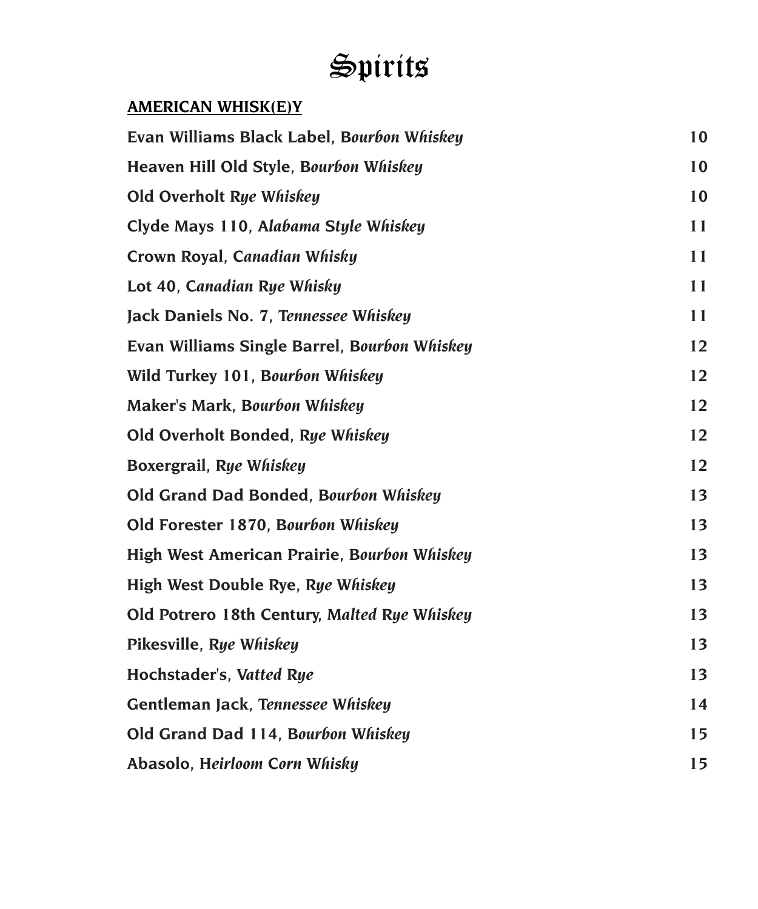# Spirits

## AMERICAN WHISK(E)Y

| Item | Price |
|---|---|
| **Evan Williams Black Label, *Bourbon Whiskey*** | 10 |
| **Heaven Hill Old Style, *Bourbon Whiskey*** | 10 |
| **Old Overholt *Rye Whiskey*** | 10 |
| **Clyde Mays 110, *Alabama Style Whiskey*** | 11 |
| **Crown Royal, *Canadian Whisky*** | 11 |
| **Lot 40, *Canadian Rye Whisky*** | 11 |
| **Jack Daniels No. 7, *Tennessee Whiskey*** | 11 |
| **Evan Williams Single Barrel, *Bourbon Whiskey*** | 12 |
| **Wild Turkey 101, *Bourbon Whiskey*** | 12 |
| **Maker's Mark, *Bourbon Whiskey*** | 12 |
| **Old Overholt Bonded, *Rye Whiskey*** | 12 |
| **Boxergrail, *Rye Whiskey*** | 12 |
| **Old Grand Dad Bonded, *Bourbon Whiskey*** | 13 |
| **Old Forester 1870, *Bourbon Whiskey*** | 13 |
| **High West American Prairie, *Bourbon Whiskey*** | 13 |
| **High West Double Rye, *Rye Whiskey*** | 13 |
| **Old Potrero 18th Century, *Malted Rye Whiskey*** | 13 |
| **Pikesville, *Rye Whiskey*** | 13 |
| **Hochstader's, *Vatted Rye*** | 13 |
| **Gentleman Jack, *Tennessee Whiskey*** | 14 |
| **Old Grand Dad 114, *Bourbon Whiskey*** | 15 |
| **Abasolo, *Heirloom Corn Whisky*** | 15 |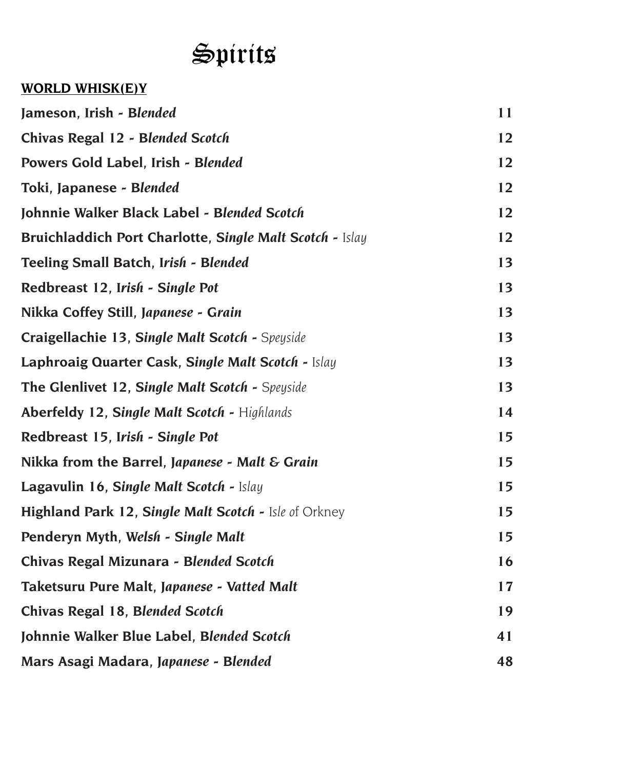# Spirits

## WORLD WHISK(E)Y

| Item | Price |
|---|---|
| **Jameson, Irish - B*lended*** | **11** |
| **Chivas Regal 12 - B*lended Scotch*** | **12** |
| **Powers Gold Label, Irish - B*lended*** | **12** |
| **Toki, Japanese - B*lended*** | **12** |
| **Johnnie Walker Black Label - B*lended Scotch*** | **12** |
| **Bruichladdich Port Charlotte, S*ingle Malt Scotch* -** *Islay* | **12** |
| **Teeling Small Batch, I*rish* - B*lended*** | **13** |
| **Redbreast 12, I*rish - Single Pot*** | **13** |
| **Nikka Coffey Still, J*apanese* - G*rain*** | **13** |
| **Craigellachie 13, S*ingle Malt Scotch* -** *Speyside* | **13** |
| **Laphroaig Quarter Cask, S*ingle Malt Scotch* -** *Islay* | **13** |
| **The Glenlivet 12, S*ingle Malt Scotch* -** *Speyside* | **13** |
| **Aberfeldy 12, S*ingle Malt Scotch* -** Highlands | **14** |
| **Redbreast 15, I*rish - Single Pot*** | **15** |
| **Nikka from the Barrel, J*apanese - Malt & Grain*** | **15** |
| **Lagavulin 16, S*ingle Malt Scotch* -** *Islay* | **15** |
| **Highland Park 12, S*ingle Malt Scotch* -** Isle *of* Orkney | **15** |
| **Penderyn Myth, W*elsh - Single Malt*** | **15** |
| **Chivas Regal Mizunara - B*lended Scotch*** | **16** |
| **Taketsuru Pure Malt, J*apanese - Vatted Malt*** | **17** |
| **Chivas Regal 18, B*lended Scotch*** | **19** |
| **Johnnie Walker Blue Label, B*lended Scotch*** | **41** |
| **Mars Asagi Madara, J*apanese* - B*lended*** | **48** |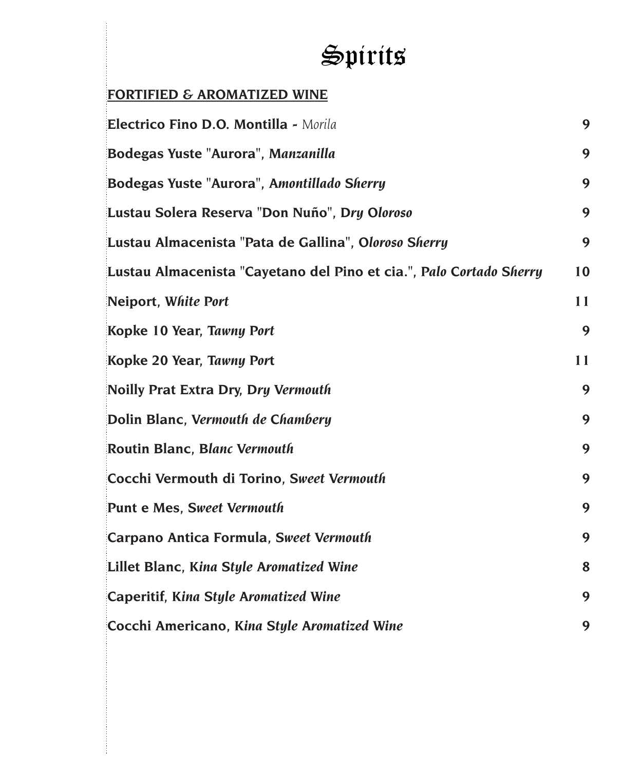# Spirits

**FORTIFIED & AROMATIZED WINE**

| Item | Price |
|---|---|
| **Electrico Fino D.O. Montilla -** *Morila* | 9 |
| **Bodegas Yuste "Aurora",** ***Manzanilla*** | 9 |
| **Bodegas Yuste "Aurora",** ***Amontillado Sherry*** | 9 |
| **Lustau Solera Reserva "Don Nuño",** ***Dry Oloroso*** | 9 |
| **Lustau Almacenista "Pata de Gallina",** ***Oloroso Sherry*** | 9 |
| **Lustau Almacenista "Cayetano del Pino et cia.",** ***Palo Cortado Sherry*** | 10 |
| **Neiport,** ***White Port*** | 11 |
| **Kopke 10 Year,** ***Tawny Port*** | 9 |
| **Kopke 20 Year,** ***Tawny Port*** | 11 |
| **Noilly Prat Extra Dry,** ***Dry Vermouth*** | 9 |
| **Dolin Blanc,** ***Vermouth de Chambery*** | 9 |
| **Routin Blanc,** ***Blanc Vermouth*** | 9 |
| **Cocchi Vermouth di Torino,** ***Sweet Vermouth*** | 9 |
| **Punt e Mes,** ***Sweet Vermouth*** | 9 |
| **Carpano Antica Formula,** ***Sweet Vermouth*** | 9 |
| **Lillet Blanc,** ***Kina Style Aromatized Wine*** | 8 |
| **Caperitif,** ***Kina Style Aromatized Wine*** | 9 |
| **Cocchi Americano,** ***Kina Style Aromatized Wine*** | 9 |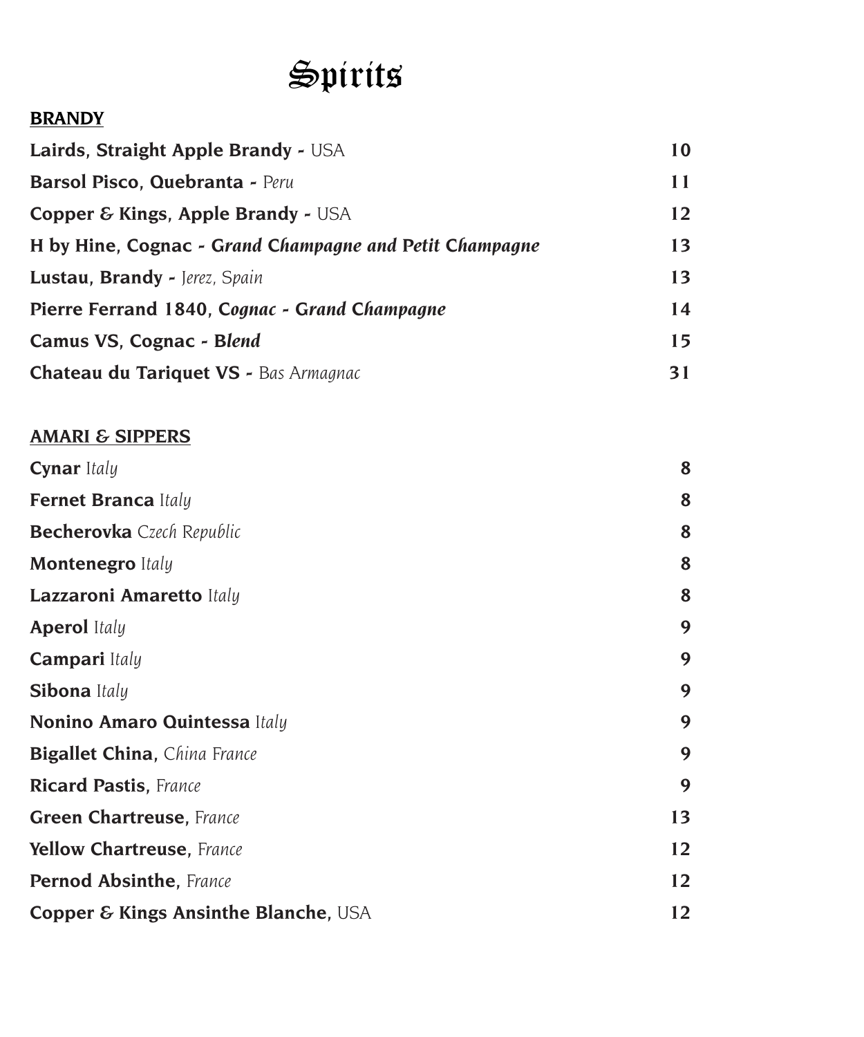# Spirits

## BRANDY

| | |
|---|---|
| **Lairds, Straight Apple Brandy -** USA | **10** |
| **Barsol Pisco, Quebranta -** *Peru* | **11** |
| **Copper & Kings, Apple Brandy -** USA | **12** |
| **H by Hine, Cognac -** ***Grand Champagne and Petit Champagne*** | **13** |
| **Lustau, Brandy -** *Jerez, Spain* | **13** |
| **Pierre Ferrand 1840, *Cognac* -** ***Grand Champagne*** | **14** |
| **Camus VS, Cognac -** ***Blend*** | **15** |
| **Chateau du Tariquet VS -** *Bas Armagnac* | **31** |

## AMARI & SIPPERS

| | |
|---|---|
| **Cynar** *Italy* | **8** |
| **Fernet Branca** *Italy* | **8** |
| **Becherovka** *Czech Republic* | **8** |
| **Montenegro** *Italy* | **8** |
| **Lazzaroni Amaretto** *Italy* | **8** |
| **Aperol** *Italy* | **9** |
| **Campari** *Italy* | **9** |
| **Sibona** *Italy* | **9** |
| **Nonino Amaro Quintessa** *Italy* | **9** |
| **Bigallet China,** *China France* | **9** |
| **Ricard Pastis,** *France* | **9** |
| **Green Chartreuse,** *France* | **13** |
| **Yellow Chartreuse,** *France* | **12** |
| **Pernod Absinthe,** *France* | **12** |
| **Copper & Kings Ansinthe Blanche,** USA | **12** |